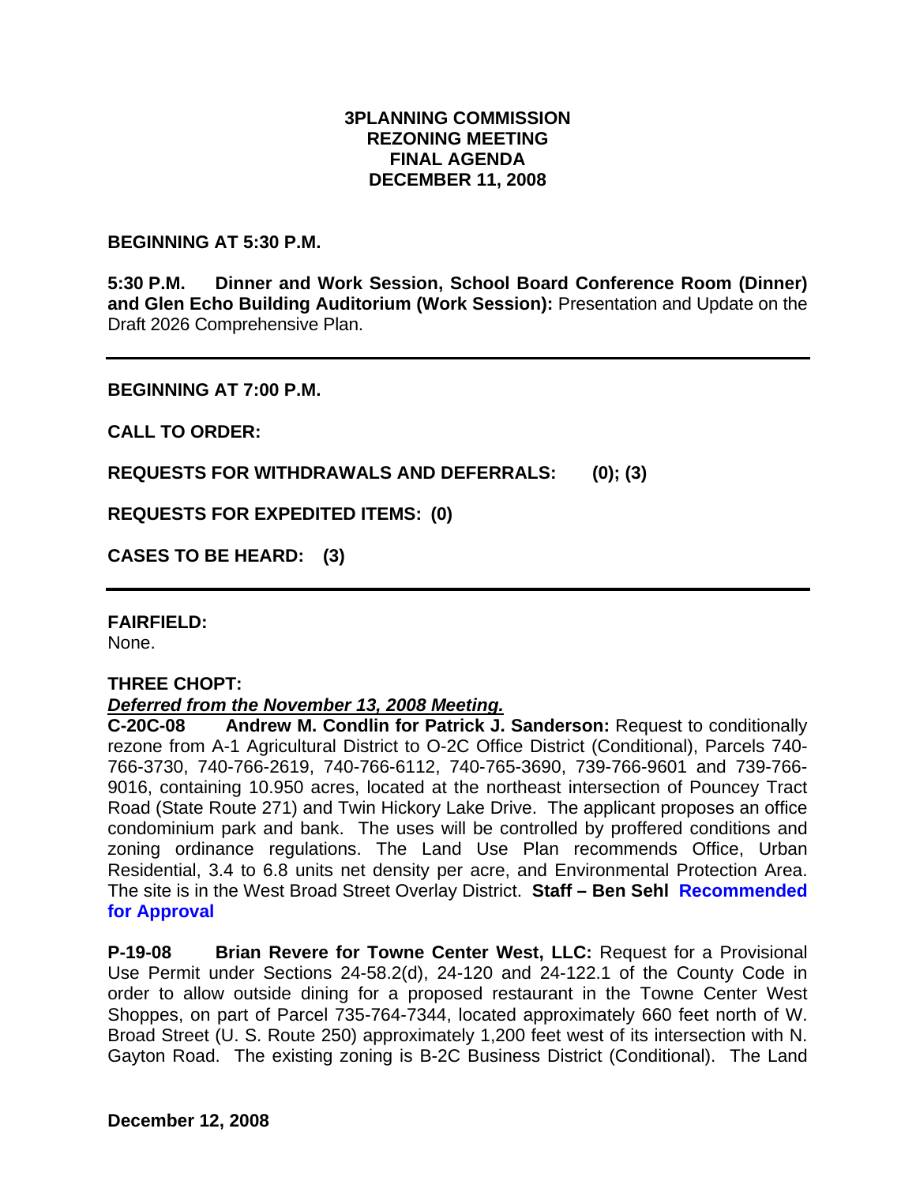**3PLANNING COMMISSION**
**REZONING MEETING**
**FINAL AGENDA**
**DECEMBER 11, 2008**

**BEGINNING AT 5:30 P.M.**

**5:30 P.M. Dinner and Work Session, School Board Conference Room (Dinner) and Glen Echo Building Auditorium (Work Session):** Presentation and Update on the Draft 2026 Comprehensive Plan.

---

**BEGINNING AT 7:00 P.M.**

**CALL TO ORDER:**

**REQUESTS FOR WITHDRAWALS AND DEFERRALS: (0); (3)**

**REQUESTS FOR EXPEDITED ITEMS: (0)**

**CASES TO BE HEARD: (3)**

---

**FAIRFIELD:**
None.

**THREE CHOPT:**
***Deferred from the November 13, 2008 Meeting.***
**C-20C-08 Andrew M. Condlin for Patrick J. Sanderson:** Request to conditionally rezone from A-1 Agricultural District to O-2C Office District (Conditional), Parcels 740-766-3730, 740-766-2619, 740-766-6112, 740-765-3690, 739-766-9601 and 739-766-9016, containing 10.950 acres, located at the northeast intersection of Pouncey Tract Road (State Route 271) and Twin Hickory Lake Drive. The applicant proposes an office condominium park and bank. The uses will be controlled by proffered conditions and zoning ordinance regulations. The Land Use Plan recommends Office, Urban Residential, 3.4 to 6.8 units net density per acre, and Environmental Protection Area. The site is in the West Broad Street Overlay District. **Staff – Ben Sehl Recommended for Approval**

**P-19-08 Brian Revere for Towne Center West, LLC:** Request for a Provisional Use Permit under Sections 24-58.2(d), 24-120 and 24-122.1 of the County Code in order to allow outside dining for a proposed restaurant in the Towne Center West Shoppes, on part of Parcel 735-764-7344, located approximately 660 feet north of W. Broad Street (U. S. Route 250) approximately 1,200 feet west of its intersection with N. Gayton Road. The existing zoning is B-2C Business District (Conditional). The Land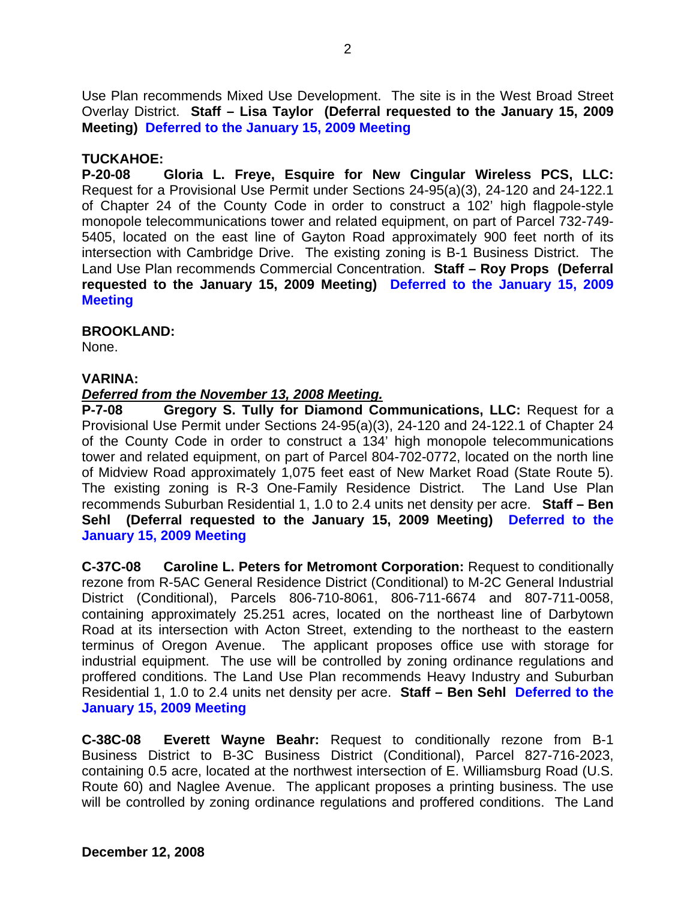Use Plan recommends Mixed Use Development. The site is in the West Broad Street Overlay District. **Staff – Lisa Taylor (Deferral requested to the January 15, 2009 Meeting)** **Deferred to the January 15, 2009 Meeting**

**TUCKAHOE:**

**P-20-08 Gloria L. Freye, Esquire for New Cingular Wireless PCS, LLC:** Request for a Provisional Use Permit under Sections 24-95(a)(3), 24-120 and 24-122.1 of Chapter 24 of the County Code in order to construct a 102' high flagpole-style monopole telecommunications tower and related equipment, on part of Parcel 732-749-5405, located on the east line of Gayton Road approximately 900 feet north of its intersection with Cambridge Drive. The existing zoning is B-1 Business District. The Land Use Plan recommends Commercial Concentration. **Staff – Roy Props (Deferral requested to the January 15, 2009 Meeting)** **Deferred to the January 15, 2009 Meeting**

**BROOKLAND:**

None.

**VARINA:**

***Deferred from the November 13, 2008 Meeting.***

**P-7-08 Gregory S. Tully for Diamond Communications, LLC:** Request for a Provisional Use Permit under Sections 24-95(a)(3), 24-120 and 24-122.1 of Chapter 24 of the County Code in order to construct a 134' high monopole telecommunications tower and related equipment, on part of Parcel 804-702-0772, located on the north line of Midview Road approximately 1,075 feet east of New Market Road (State Route 5). The existing zoning is R-3 One-Family Residence District. The Land Use Plan recommends Suburban Residential 1, 1.0 to 2.4 units net density per acre. **Staff – Ben Sehl (Deferral requested to the January 15, 2009 Meeting)** **Deferred to the January 15, 2009 Meeting**

**C-37C-08 Caroline L. Peters for Metromont Corporation:** Request to conditionally rezone from R-5AC General Residence District (Conditional) to M-2C General Industrial District (Conditional), Parcels 806-710-8061, 806-711-6674 and 807-711-0058, containing approximately 25.251 acres, located on the northeast line of Darbytown Road at its intersection with Acton Street, extending to the northeast to the eastern terminus of Oregon Avenue. The applicant proposes office use with storage for industrial equipment. The use will be controlled by zoning ordinance regulations and proffered conditions. The Land Use Plan recommends Heavy Industry and Suburban Residential 1, 1.0 to 2.4 units net density per acre. **Staff – Ben Sehl** **Deferred to the January 15, 2009 Meeting**

**C-38C-08 Everett Wayne Beahr:** Request to conditionally rezone from B-1 Business District to B-3C Business District (Conditional), Parcel 827-716-2023, containing 0.5 acre, located at the northwest intersection of E. Williamsburg Road (U.S. Route 60) and Naglee Avenue. The applicant proposes a printing business. The use will be controlled by zoning ordinance regulations and proffered conditions. The Land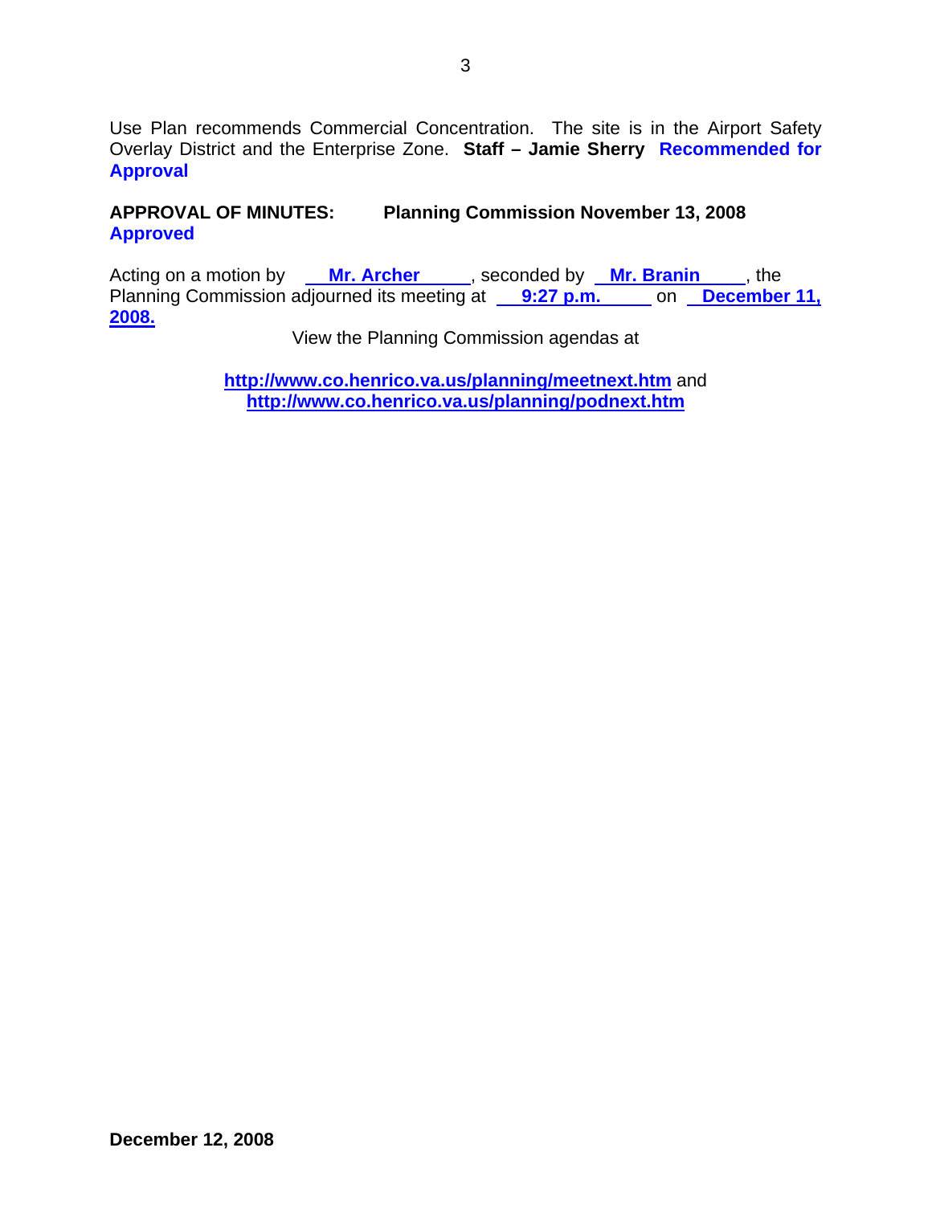Use Plan recommends Commercial Concentration. The site is in the Airport Safety Overlay District and the Enterprise Zone. **Staff – Jamie Sherry** **Recommended for Approval**

**APPROVAL OF MINUTES:** **Planning Commission November 13, 2008**
**Approved**

Acting on a motion by **Mr. Archer**, seconded by **Mr. Branin**, the Planning Commission adjourned its meeting at **9:27 p.m.** on **December 11, 2008.**

View the Planning Commission agendas at

**http://www.co.henrico.va.us/planning/meetnext.htm** and
**http://www.co.henrico.va.us/planning/podnext.htm**

**December 12, 2008**